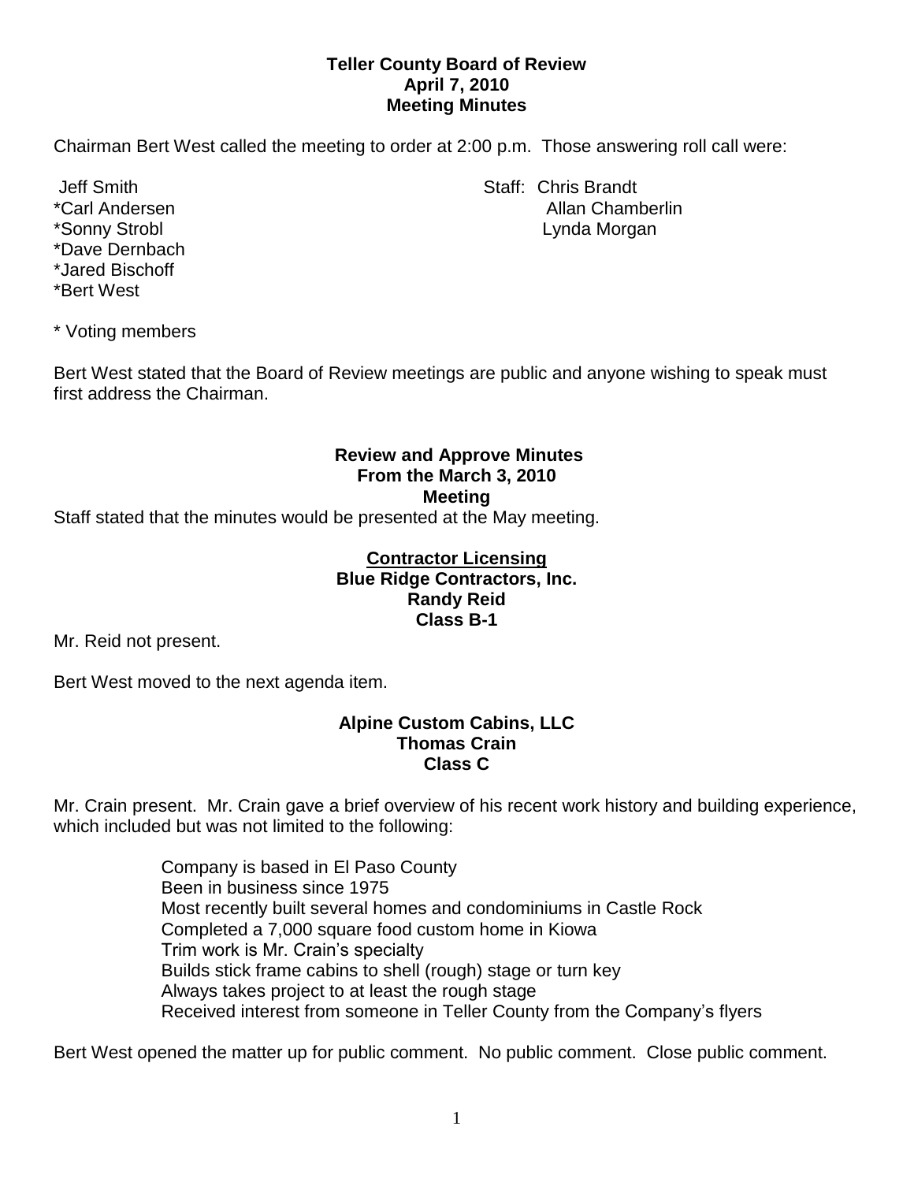**Teller County Board of Review**
**April 7, 2010**
**Meeting Minutes**

Chairman Bert West called the meeting to order at 2:00 p.m. Those answering roll call were:

Jeff Smith
*Carl Andersen
*Sonny Strobl
*Dave Dernbach
*Jared Bischoff
*Bert West

Staff: Chris Brandt
Allan Chamberlin
Lynda Morgan

* Voting members

Bert West stated that the Board of Review meetings are public and anyone wishing to speak must first address the Chairman.

**Review and Approve Minutes**
**From the March 3, 2010**
**Meeting**

Staff stated that the minutes would be presented at the May meeting.

**Contractor Licensing**
**Blue Ridge Contractors, Inc.**
**Randy Reid**
**Class B-1**

Mr. Reid not present.

Bert West moved to the next agenda item.

**Alpine Custom Cabins, LLC**
**Thomas Crain**
**Class C**

Mr. Crain present. Mr. Crain gave a brief overview of his recent work history and building experience, which included but was not limited to the following:

Company is based in El Paso County
Been in business since 1975
Most recently built several homes and condominiums in Castle Rock
Completed a 7,000 square food custom home in Kiowa
Trim work is Mr. Crain's specialty
Builds stick frame cabins to shell (rough) stage or turn key
Always takes project to at least the rough stage
Received interest from someone in Teller County from the Company's flyers

Bert West opened the matter up for public comment. No public comment. Close public comment.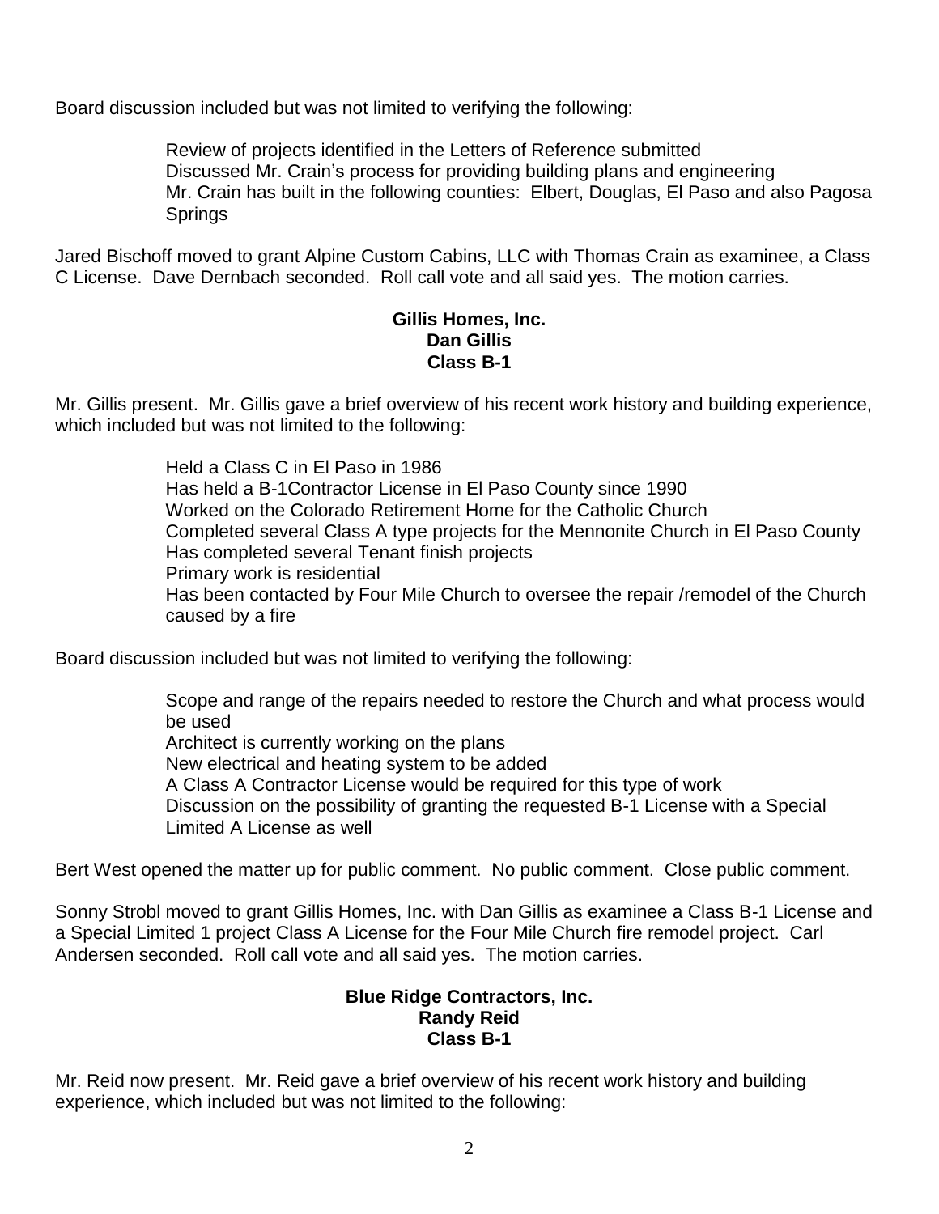Board discussion included but was not limited to verifying the following:

- Review of projects identified in the Letters of Reference submitted
- Discussed Mr. Crain's process for providing building plans and engineering
- Mr. Crain has built in the following counties: Elbert, Douglas, El Paso and also Pagosa Springs

Jared Bischoff moved to grant Alpine Custom Cabins, LLC with Thomas Crain as examinee, a Class C License. Dave Dernbach seconded. Roll call vote and all said yes. The motion carries.

**Gillis Homes, Inc.**
**Dan Gillis**
**Class B-1**

Mr. Gillis present. Mr. Gillis gave a brief overview of his recent work history and building experience, which included but was not limited to the following:

- Held a Class C in El Paso in 1986
- Has held a B-1Contractor License in El Paso County since 1990
- Worked on the Colorado Retirement Home for the Catholic Church
- Completed several Class A type projects for the Mennonite Church in El Paso County
- Has completed several Tenant finish projects
- Primary work is residential
- Has been contacted by Four Mile Church to oversee the repair /remodel of the Church caused by a fire

Board discussion included but was not limited to verifying the following:

- Scope and range of the repairs needed to restore the Church and what process would be used
- Architect is currently working on the plans
- New electrical and heating system to be added
- A Class A Contractor License would be required for this type of work
- Discussion on the possibility of granting the requested B-1 License with a Special Limited A License as well

Bert West opened the matter up for public comment. No public comment. Close public comment.

Sonny Strobl moved to grant Gillis Homes, Inc. with Dan Gillis as examinee a Class B-1 License and a Special Limited 1 project Class A License for the Four Mile Church fire remodel project. Carl Andersen seconded. Roll call vote and all said yes. The motion carries.

**Blue Ridge Contractors, Inc.**
**Randy Reid**
**Class B-1**

Mr. Reid now present. Mr. Reid gave a brief overview of his recent work history and building experience, which included but was not limited to the following: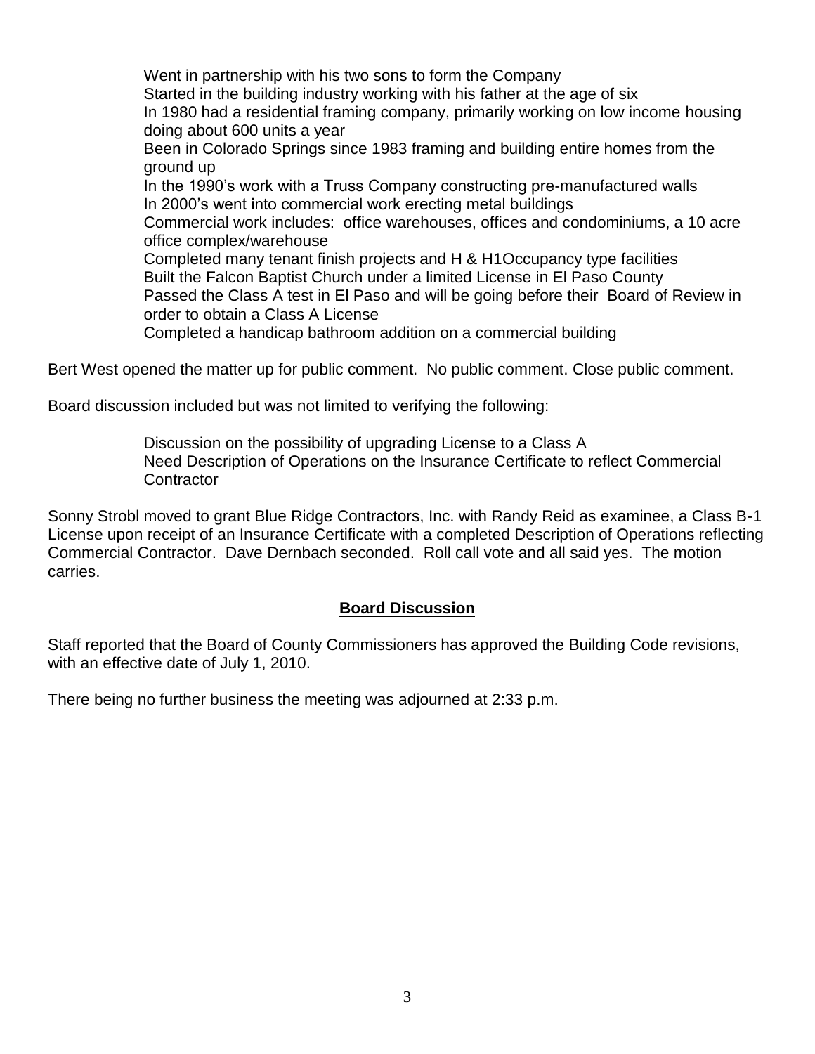Went in partnership with his two sons to form the Company
Started in the building industry working with his father at the age of six
In 1980 had a residential framing company, primarily working on low income housing doing about 600 units a year
Been in Colorado Springs since 1983 framing and building entire homes from the ground up
In the 1990's work with a Truss Company constructing pre-manufactured walls
In 2000's went into commercial work erecting metal buildings
Commercial work includes: office warehouses, offices and condominiums, a 10 acre office complex/warehouse
Completed many tenant finish projects and H & H1Occupancy type facilities
Built the Falcon Baptist Church under a limited License in El Paso County
Passed the Class A test in El Paso and will be going before their Board of Review in order to obtain a Class A License
Completed a handicap bathroom addition on a commercial building

Bert West opened the matter up for public comment. No public comment. Close public comment.

Board discussion included but was not limited to verifying the following:

Discussion on the possibility of upgrading License to a Class A
Need Description of Operations on the Insurance Certificate to reflect Commercial Contractor

Sonny Strobl moved to grant Blue Ridge Contractors, Inc. with Randy Reid as examinee, a Class B-1 License upon receipt of an Insurance Certificate with a completed Description of Operations reflecting Commercial Contractor. Dave Dernbach seconded. Roll call vote and all said yes. The motion carries.

## Board Discussion

Staff reported that the Board of County Commissioners has approved the Building Code revisions, with an effective date of July 1, 2010.

There being no further business the meeting was adjourned at 2:33 p.m.